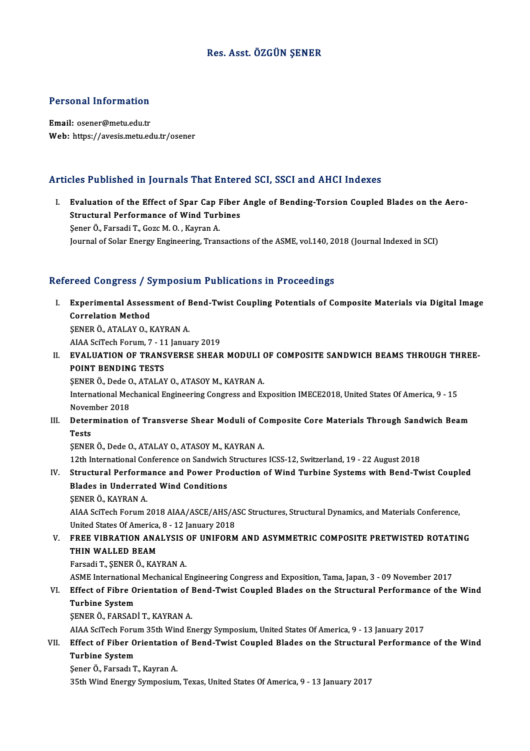# Res. Asst. ÖZGÜN ŞENER

## Personal Information

**Email:** osener@metu.edu.tr
**Web:** https://avesis.metu.edu.tr/osener

## Articles Published in Journals That Entered SCI, SSCI and AHCI Indexes

I. **Evaluation of the Effect of Spar Cap Fiber Angle of Bending-Torsion Coupled Blades on the Aero-Structural Performance of Wind Turbines**
Şener Ö., Farsadi T., Gozc M. O. , Kayran A.
Journal of Solar Energy Engineering, Transactions of the ASME, vol.140, 2018 (Journal Indexed in SCI)

## Refereed Congress / Symposium Publications in Proceedings

I. **Experimental Assessment of Bend-Twist Coupling Potentials of Composite Materials via Digital Image Correlation Method**
ŞENER Ö., ATALAY O., KAYRAN A.
AIAA SciTech Forum, 7 - 11 January 2019

II. **EVALUATION OF TRANSVERSE SHEAR MODULI OF COMPOSITE SANDWICH BEAMS THROUGH THREE-POINT BENDING TESTS**
ŞENER Ö., Dede O., ATALAY O., ATASOY M., KAYRAN A.
International Mechanical Engineering Congress and Exposition IMECE2018, United States Of America, 9 - 15 November 2018

III. **Determination of Transverse Shear Moduli of Composite Core Materials Through Sandwich Beam Tests**
ŞENER Ö., Dede O., ATALAY O., ATASOY M., KAYRAN A.
12th International Conference on Sandwich Structures ICSS-12, Switzerland, 19 - 22 August 2018

IV. **Structural Performance and Power Production of Wind Turbine Systems with Bend-Twist Coupled Blades in Underrated Wind Conditions**
ŞENER Ö., KAYRAN A.
AIAA SciTech Forum 2018 AIAA/ASCE/AHS/ASC Structures, Structural Dynamics, and Materials Conference, United States Of America, 8 - 12 January 2018

V. **FREE VIBRATION ANALYSIS OF UNIFORM AND ASYMMETRIC COMPOSITE PRETWISTED ROTATING THIN WALLED BEAM**
Farsadi T., ŞENER Ö., KAYRAN A.
ASME International Mechanical Engineering Congress and Exposition, Tama, Japan, 3 - 09 November 2017

VI. **Effect of Fibre Orientation of Bend-Twist Coupled Blades on the Structural Performance of the Wind Turbine System**
ŞENER Ö., FARSADİ T., KAYRAN A.
AIAA SciTech Forum 35th Wind Energy Symposium, United States Of America, 9 - 13 January 2017

VII. **Effect of Fiber Orientation of Bend-Twist Coupled Blades on the Structural Performance of the Wind Turbine System**
Şener Ö., Farsadı T., Kayran A.
35th Wind Energy Symposium, Texas, United States Of America, 9 - 13 January 2017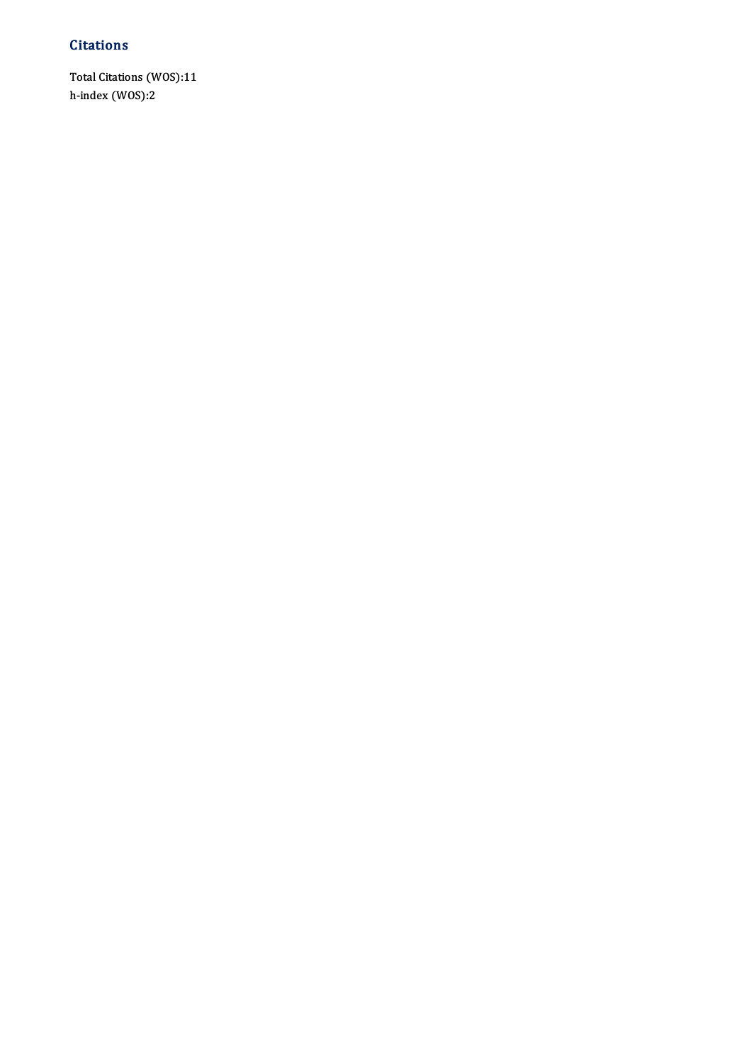## Citations

Total Citations (WOS):11
h-index (WOS):2